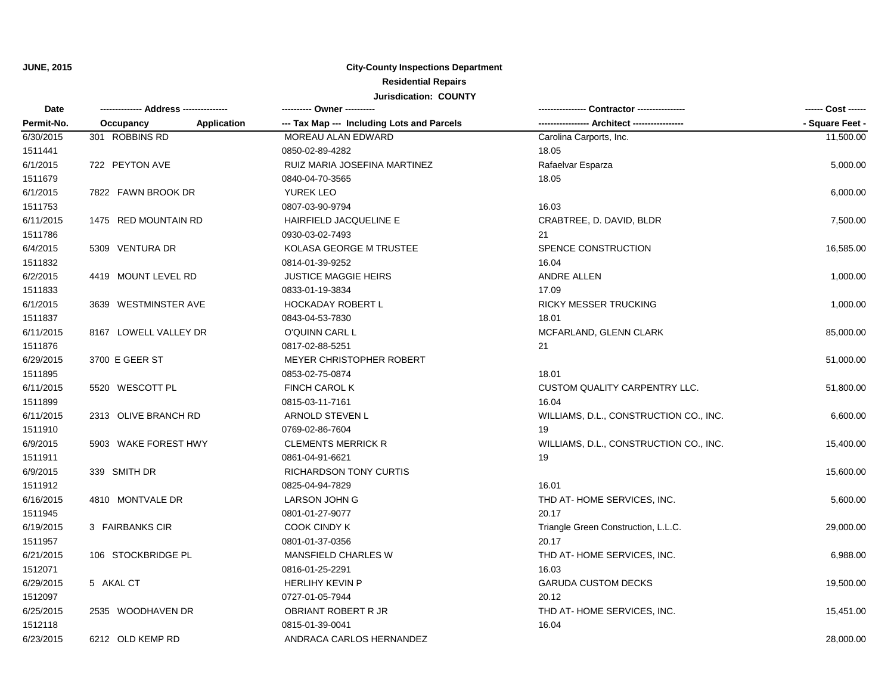**JUNE, 2015**

**City-County Inspections Department**

**Residential Repairs**

**Jurisdication: COUNTY**

| Date<br>Permit-No. | ------------- Address --------------<br>Occupancy Application | ---------- Owner ----------<br>--- Tax Map --- Including Lots and Parcels | --------------- Contractor ---------------<br>---------------- Architect ---------------- | ------ Cost ------<br>- Square Feet - |
|---|---|---|---|---|
| 6/30/2015<br>1511441 | 301 ROBBINS RD | MOREAU ALAN EDWARD<br>0850-02-89-4282 | Carolina Carports, Inc.<br>18.05 | 11,500.00 |
| 6/1/2015<br>1511679 | 722 PEYTON AVE | RUIZ MARIA JOSEFINA MARTINEZ<br>0840-04-70-3565 | Rafaelvar Esparza<br>18.05 | 5,000.00 |
| 6/1/2015<br>1511753 | 7822 FAWN BROOK DR | YUREK LEO<br>0807-03-90-9794 | <br>16.03 | 6,000.00 |
| 6/11/2015<br>1511786 | 1475 RED MOUNTAIN RD | HAIRFIELD JACQUELINE E<br>0930-03-02-7493 | CRABTREE, D. DAVID, BLDR<br>21 | 7,500.00 |
| 6/4/2015<br>1511832 | 5309 VENTURA DR | KOLASA GEORGE M TRUSTEE<br>0814-01-39-9252 | SPENCE CONSTRUCTION<br>16.04 | 16,585.00 |
| 6/2/2015<br>1511833 | 4419 MOUNT LEVEL RD | JUSTICE MAGGIE HEIRS<br>0833-01-19-3834 | ANDRE ALLEN<br>17.09 | 1,000.00 |
| 6/1/2015<br>1511837 | 3639 WESTMINSTER AVE | HOCKADAY ROBERT L<br>0843-04-53-7830 | RICKY MESSER TRUCKING<br>18.01 | 1,000.00 |
| 6/11/2015<br>1511876 | 8167 LOWELL VALLEY DR | O'QUINN CARL L<br>0817-02-88-5251 | MCFARLAND, GLENN CLARK<br>21 | 85,000.00 |
| 6/29/2015<br>1511895 | 3700 E GEER ST | MEYER CHRISTOPHER ROBERT<br>0853-02-75-0874 | <br>18.01 | 51,000.00 |
| 6/11/2015<br>1511899 | 5520 WESCOTT PL | FINCH CAROL K<br>0815-03-11-7161 | CUSTOM QUALITY CARPENTRY LLC.<br>16.04 | 51,800.00 |
| 6/11/2015<br>1511910 | 2313 OLIVE BRANCH RD | ARNOLD STEVEN L<br>0769-02-86-7604 | WILLIAMS, D.L., CONSTRUCTION CO., INC.<br>19 | 6,600.00 |
| 6/9/2015<br>1511911 | 5903 WAKE FOREST HWY | CLEMENTS MERRICK R<br>0861-04-91-6621 | WILLIAMS, D.L., CONSTRUCTION CO., INC.<br>19 | 15,400.00 |
| 6/9/2015<br>1511912 | 339 SMITH DR | RICHARDSON TONY CURTIS<br>0825-04-94-7829 | <br>16.01 | 15,600.00 |
| 6/16/2015<br>1511945 | 4810 MONTVALE DR | LARSON JOHN G<br>0801-01-27-9077 | THD AT- HOME SERVICES, INC.<br>20.17 | 5,600.00 |
| 6/19/2015<br>1511957 | 3 FAIRBANKS CIR | COOK CINDY K<br>0801-01-37-0356 | Triangle Green Construction, L.L.C.<br>20.17 | 29,000.00 |
| 6/21/2015<br>1512071 | 106 STOCKBRIDGE PL | MANSFIELD CHARLES W<br>0816-01-25-2291 | THD AT- HOME SERVICES, INC.<br>16.03 | 6,988.00 |
| 6/29/2015<br>1512097 | 5 AKAL CT | HERLIHY KEVIN P<br>0727-01-05-7944 | GARUDA CUSTOM DECKS<br>20.12 | 19,500.00 |
| 6/25/2015<br>1512118 | 2535 WOODHAVEN DR | OBRIANT ROBERT R JR<br>0815-01-39-0041 | THD AT- HOME SERVICES, INC.<br>16.04 | 15,451.00 |
| 6/23/2015 | 6212 OLD KEMP RD | ANDRACA CARLOS HERNANDEZ | | 28,000.00 |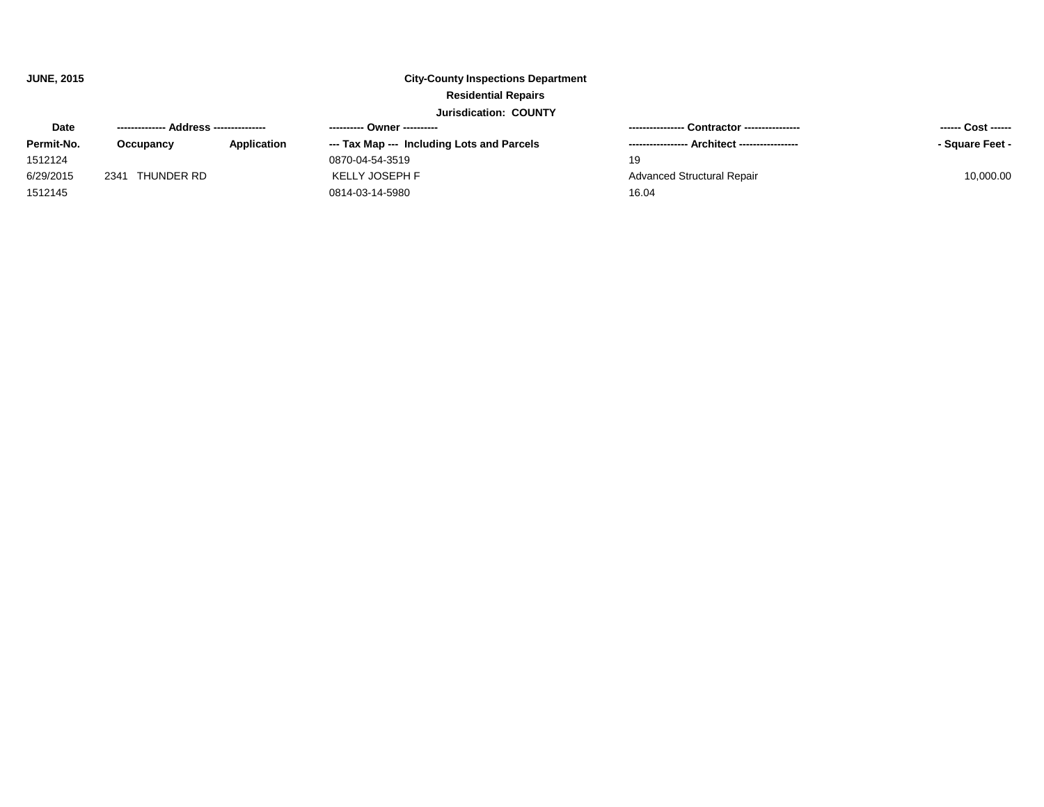**JUNE, 2015**

**City-County Inspections Department**

**Residential Repairs**

**Jurisdication: COUNTY**

| Date / Permit-No. | -------------- Address --------------- Occupancy | Application | ---------- Owner ---------- --- Tax Map --- Including Lots and Parcels | ---------------- Contractor ---------------- ----------------- Architect ----------------- | ------ Cost ------ - Square Feet - |
|---|---|---|---|---|---|
| 1512124 | | | 0870-04-54-3519 | 19 | |
| 6/29/2015 | 2341 THUNDER RD | | KELLY JOSEPH F | Advanced Structural Repair | 10,000.00 |
| 1512145 | | | 0814-03-14-5980 | 16.04 | |